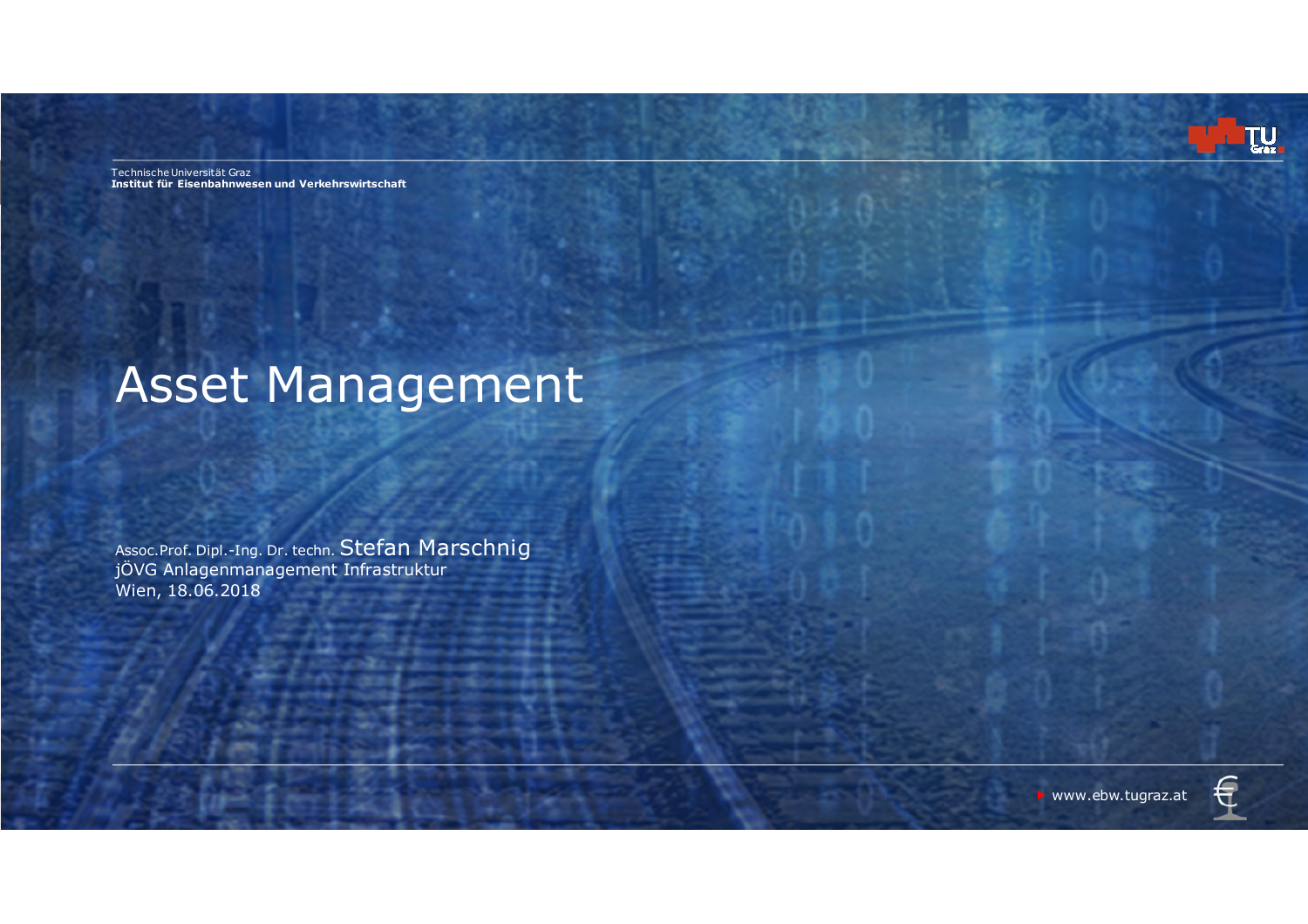Technische Universität Graz
**Institut für Eisenbahnwesen und Verkehrswirtschaft**

# Asset Management

Assoc.Prof. Dipl.-Ing. Dr. techn. Stefan Marschnig
jÖVG Anlagenmanagement Infrastruktur
Wien, 18.06.2018

www.ebw.tugraz.at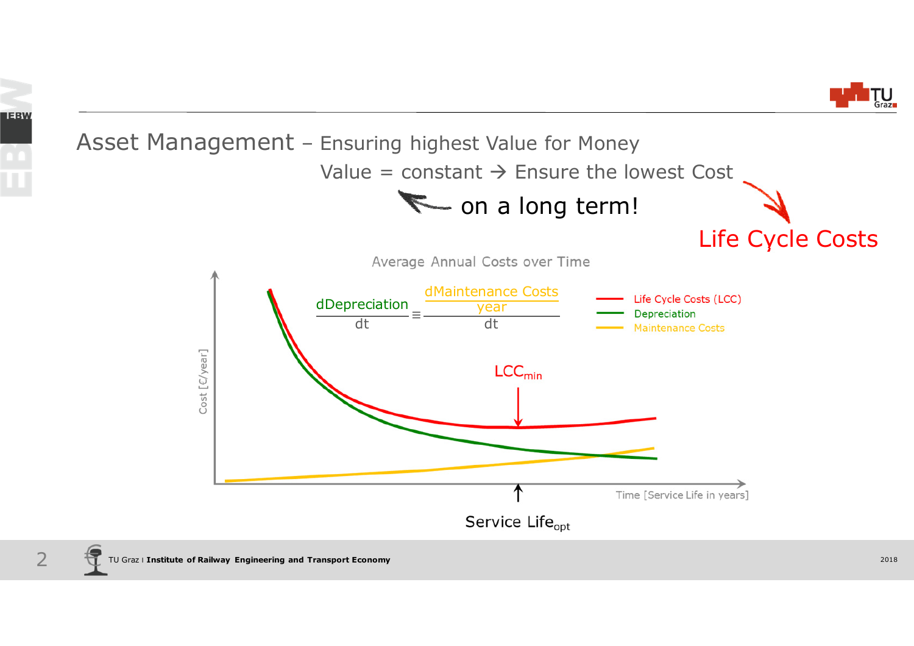# Asset Management – Ensuring highest Value for Money

Value = constant → Ensure the lowest Cost

on a long term!

Life Cycle Costs

Average Annual Costs over Time

$$\frac{dDepreciation}{dt} \equiv \frac{d\frac{Maintenance\ Costs}{year}}{dt}$$

- Life Cycle Costs (LCC)
- Depreciation
- Maintenance Costs

$LCC_{min}$

Cost [€/year]

Time [Service Life in years]

Service $Life_{opt}$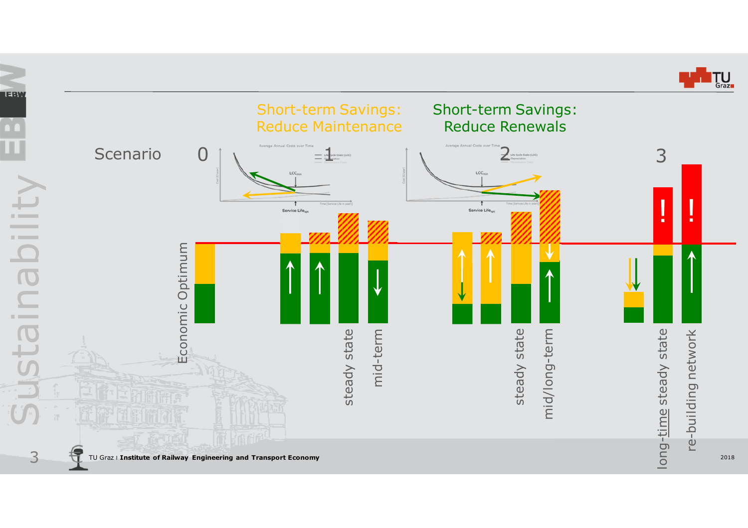Short-term Savings: Reduce Maintenance

Short-term Savings: Reduce Renewals

Scenario 0 1 2 3

Economic Optimum

steady state

mid-term

steady state

mid/long-term

long-time steady state

re-building network

!

!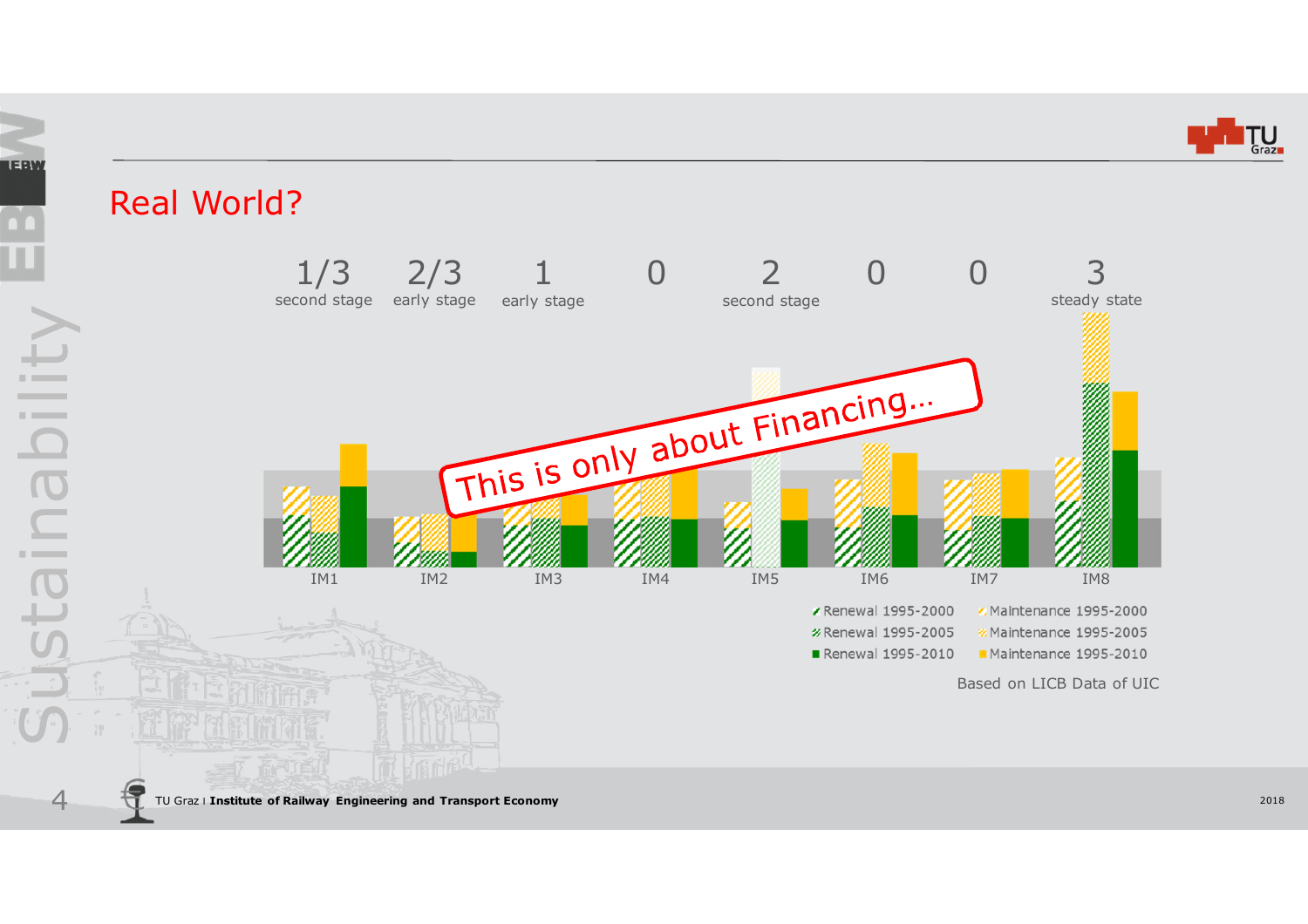## Real World?

| | IM1 | IM2 | IM3 | IM4 | IM5 | IM6 | IM7 | IM8 |
|---|---|---|---|---|---|---|---|---|
| | 1/3 | 2/3 | 1 | 0 | 2 | 0 | 0 | 3 |
| | second stage | early stage | early stage | | second stage | | | steady state |

**This is only about Financing…**

- Renewal 1995-2000
- Maintenance 1995-2000
- Renewal 1995-2005
- Maintenance 1995-2005
- Renewal 1995-2010
- Maintenance 1995-2010

Based on LICB Data of UIC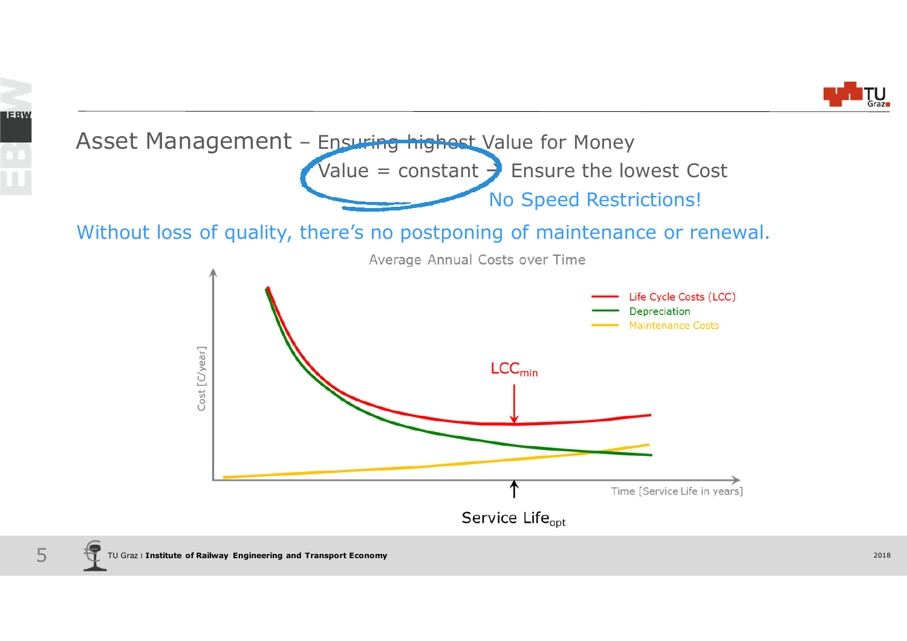# Asset Management – Ensuring highest Value for Money

Value = constant → Ensure the lowest Cost

No Speed Restrictions!

Without loss of quality, there's no postponing of maintenance or renewal.

Average Annual Costs over Time

- Life Cycle Costs (LCC)
- Depreciation
- Maintenance Costs

Cost [€/year]

$LCC_{min}$

Time [Service Life in years]

Service $Life_{opt}$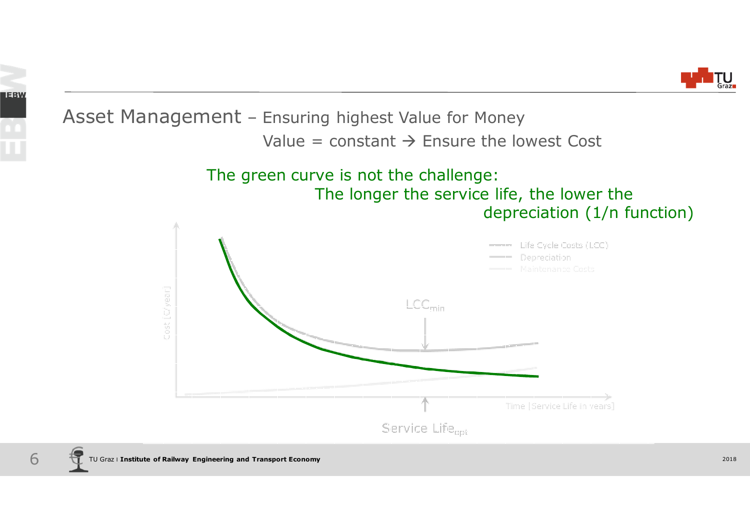# Asset Management – Ensuring highest Value for Money

Value = constant → Ensure the lowest Cost

The green curve is not the challenge:
The longer the service life, the lower the depreciation (1/n function)

Life Cycle Costs (LCC)
Depreciation
Maintenance Costs

Cost [€/year]

$LCC_{min}$

Time [Service Life in years]

Service $Life_{opt}$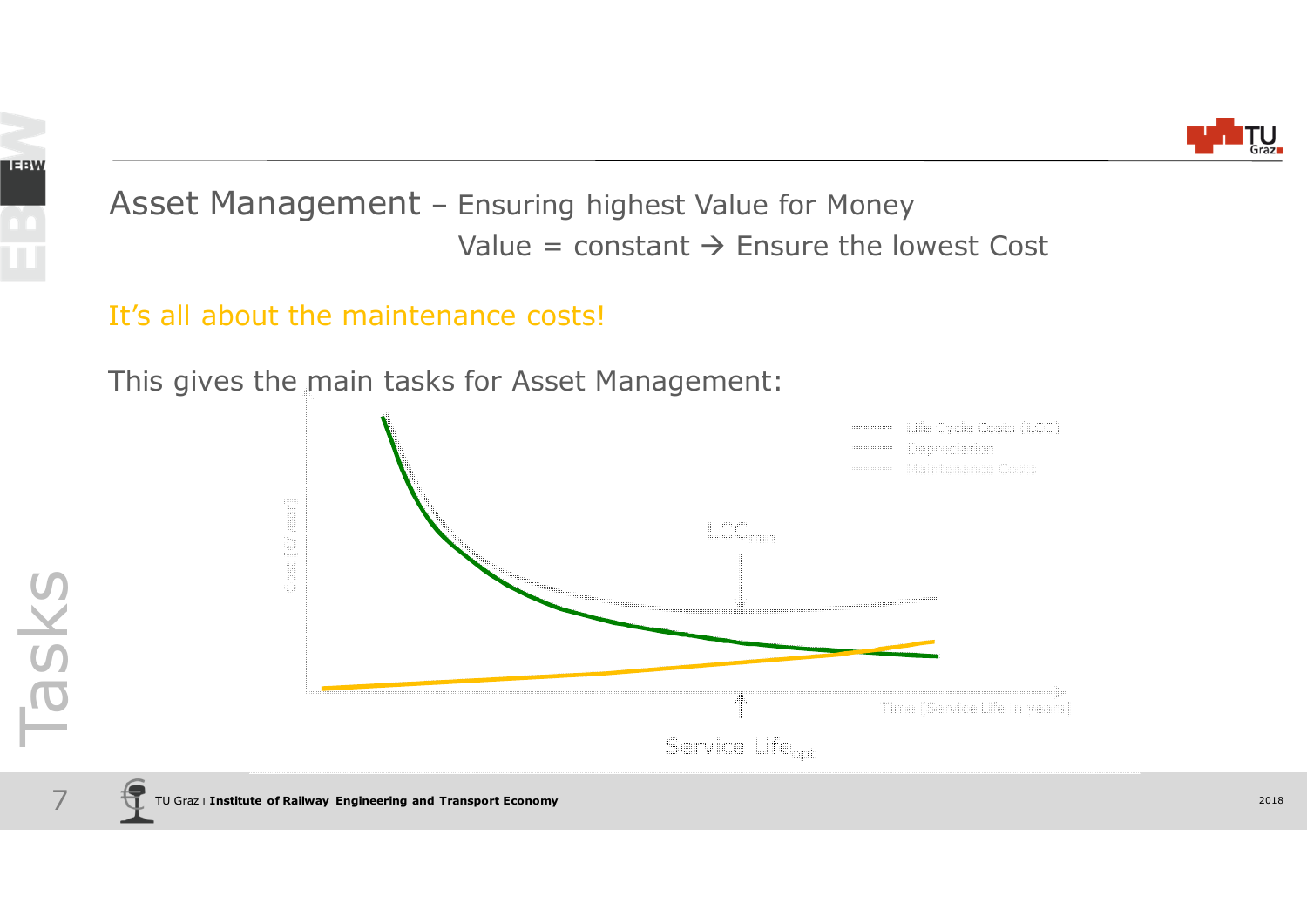# Asset Management – Ensuring highest Value for Money

Value = constant → Ensure the lowest Cost

It's all about the maintenance costs!

This gives the main tasks for Asset Management:

Life Cycle Costs (LCC)
Depreciation
Maintenance Costs

Cost [€/year]

$LCC_{min}$

Time [Service Life in years]

Service $Life_{opt}$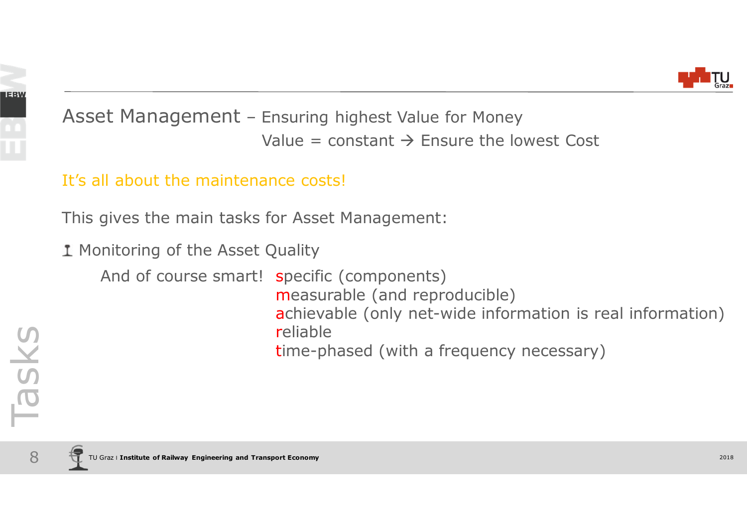## Asset Management – Ensuring highest Value for Money

Value = constant → Ensure the lowest Cost

It’s all about the maintenance costs!

This gives the main tasks for Asset Management:

- Monitoring of the Asset Quality

  And of course smart!
  - **s**pecific (components)
  - **m**easurable (and reproducible)
  - **a**chievable (only net-wide information is real information)
  - **r**eliable
  - **t**ime-phased (with a frequency necessary)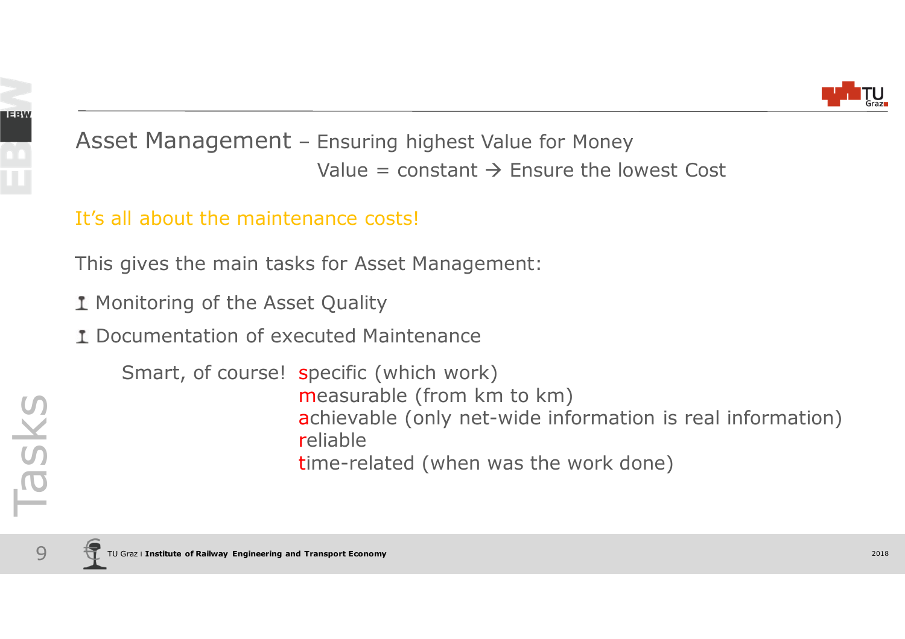## Asset Management – Ensuring highest Value for Money

Value = constant → Ensure the lowest Cost

It's all about the maintenance costs!

This gives the main tasks for Asset Management:

- Monitoring of the Asset Quality
- Documentation of executed Maintenance

Smart, of course!
- **s**pecific (which work)
- **m**easurable (from km to km)
- **a**chievable (only net-wide information is real information)
- **r**eliable
- **t**ime-related (when was the work done)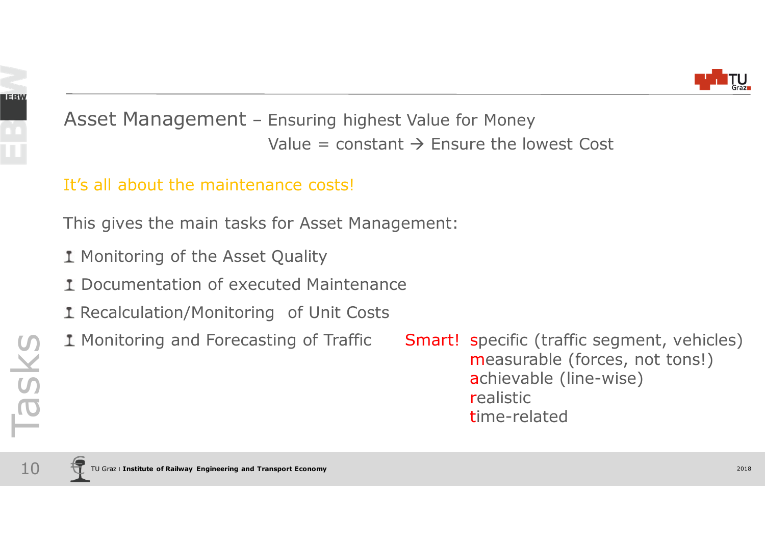## Asset Management – Ensuring highest Value for Money

Value = constant → Ensure the lowest Cost

It's all about the maintenance costs!

This gives the main tasks for Asset Management:

- Monitoring of the Asset Quality
- Documentation of executed Maintenance
- Recalculation/Monitoring of Unit Costs
- Monitoring and Forecasting of Traffic

Smart!
- **s**pecific (traffic segment, vehicles)
- **m**easurable (forces, not tons!)
- **a**chievable (line-wise)
- **r**ealistic
- **t**ime-related

Tasks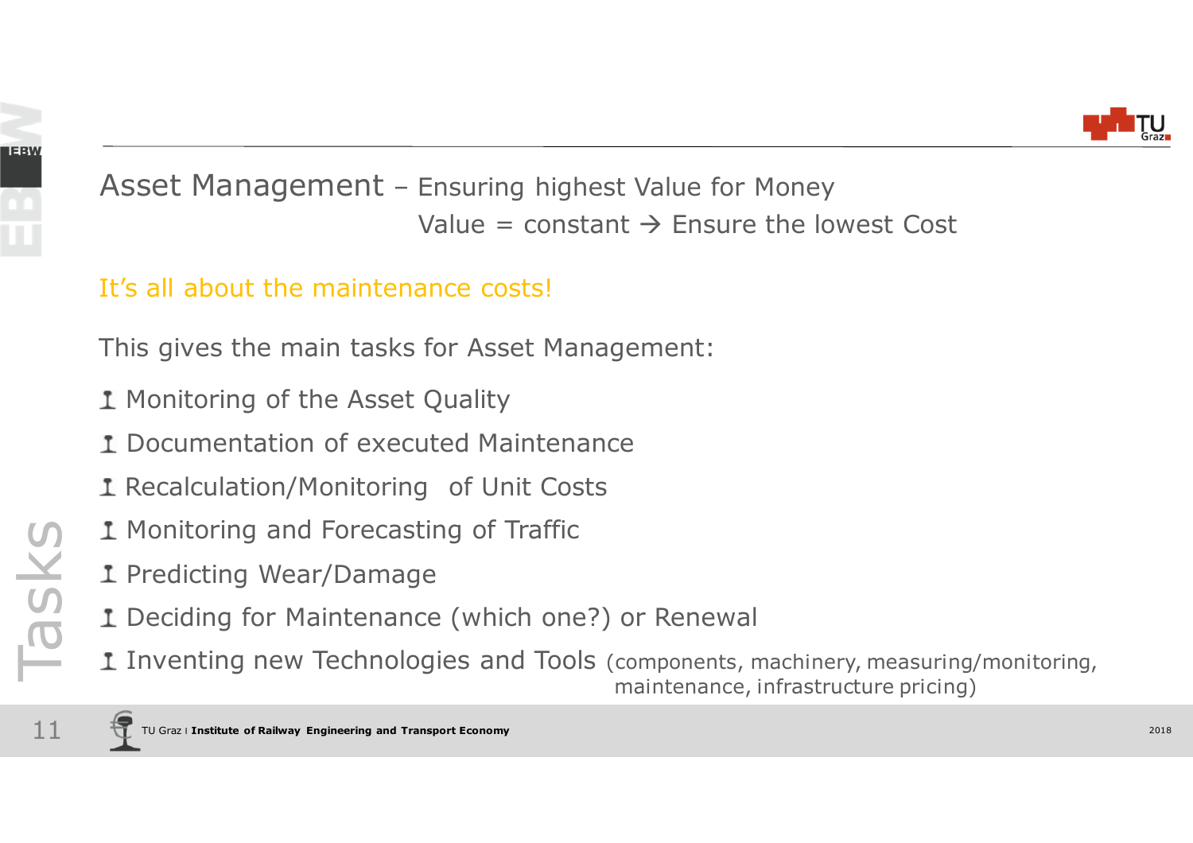# Asset Management – Ensuring highest Value for Money

Value = constant → Ensure the lowest Cost

It's all about the maintenance costs!

This gives the main tasks for Asset Management:

- Monitoring of the Asset Quality
- Documentation of executed Maintenance
- Recalculation/Monitoring of Unit Costs
- Monitoring and Forecasting of Traffic
- Predicting Wear/Damage
- Deciding for Maintenance (which one?) or Renewal
- Inventing new Technologies and Tools (components, machinery, measuring/monitoring, maintenance, infrastructure pricing)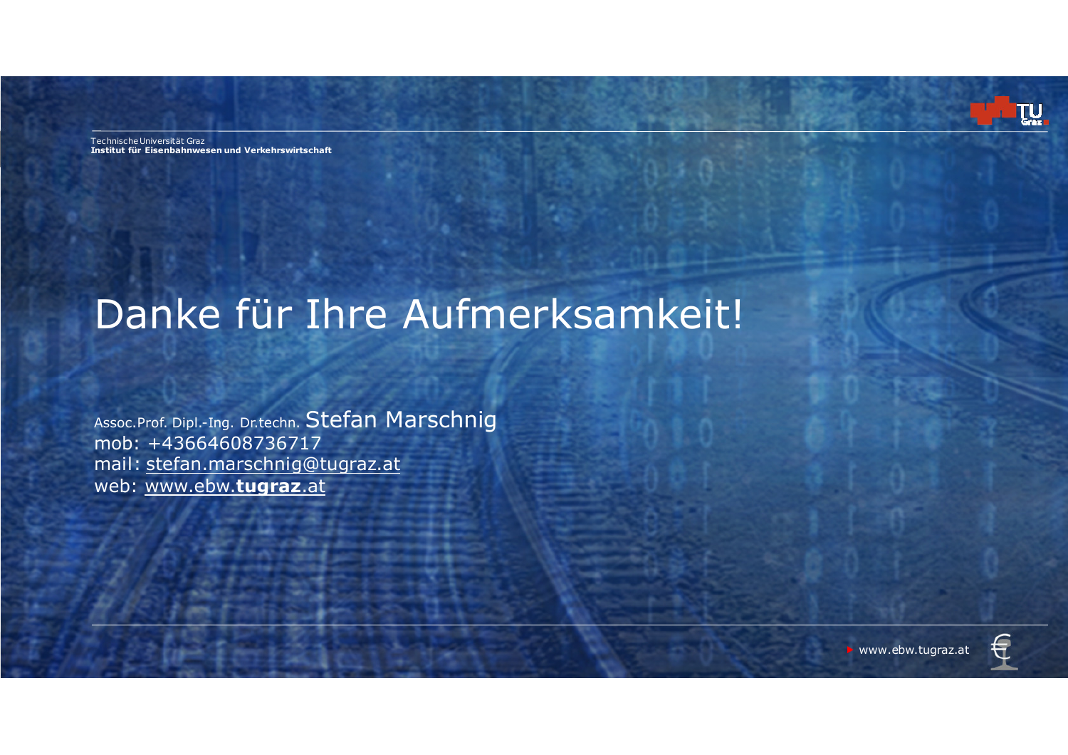Technische Universität Graz
**Institut für Eisenbahnwesen und Verkehrswirtschaft**

# Danke für Ihre Aufmerksamkeit!

Assoc.Prof. Dipl.-Ing. Dr.techn. Stefan Marschnig
mob: +43664608736717
mail: stefan.marschnig@tugraz.at
web: www.ebw.**tugraz**.at

www.ebw.tugraz.at